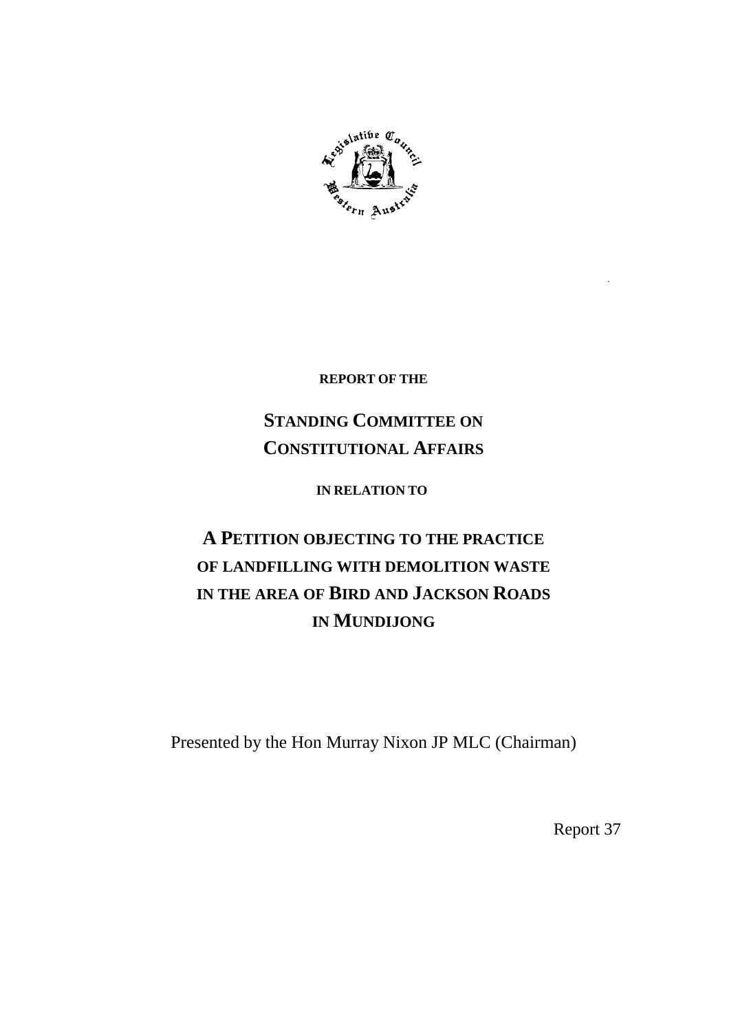**REPORT OF THE**

# STANDING COMMITTEE ON CONSTITUTIONAL AFFAIRS

**IN RELATION TO**

# A PETITION OBJECTING TO THE PRACTICE OF LANDFILLING WITH DEMOLITION WASTE IN THE AREA OF BIRD AND JACKSON ROADS IN MUNDIJONG

Presented by the Hon Murray Nixon JP MLC (Chairman)

Report 37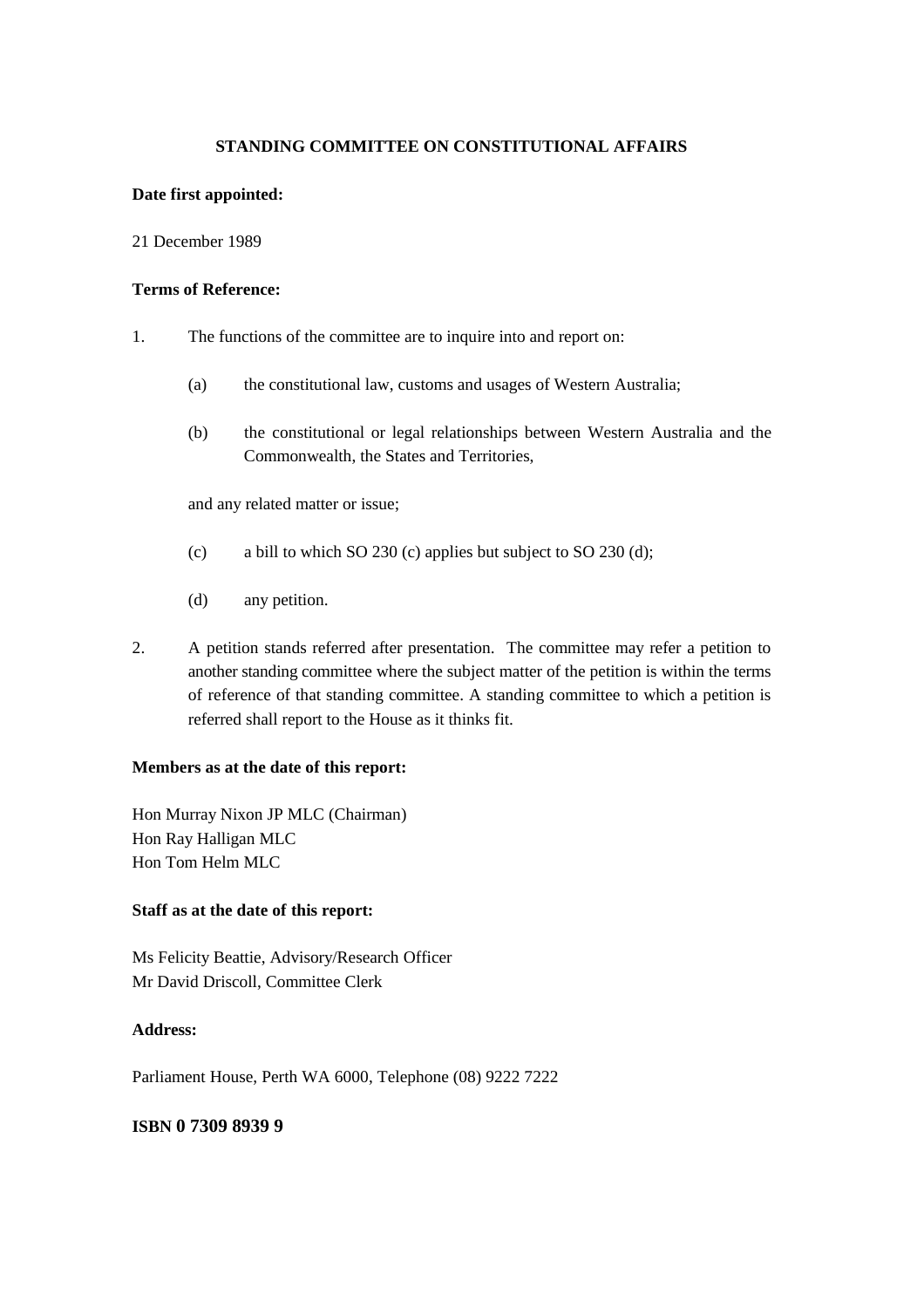## STANDING COMMITTEE ON CONSTITUTIONAL AFFAIRS

**Date first appointed:**

21 December 1989

**Terms of Reference:**

1. The functions of the committee are to inquire into and report on:

   (a) the constitutional law, customs and usages of Western Australia;

   (b) the constitutional or legal relationships between Western Australia and the Commonwealth, the States and Territories,

   and any related matter or issue;

   (c) a bill to which SO 230 (c) applies but subject to SO 230 (d);

   (d) any petition.

2. A petition stands referred after presentation. The committee may refer a petition to another standing committee where the subject matter of the petition is within the terms of reference of that standing committee. A standing committee to which a petition is referred shall report to the House as it thinks fit.

**Members as at the date of this report:**

Hon Murray Nixon JP MLC (Chairman)
Hon Ray Halligan MLC
Hon Tom Helm MLC

**Staff as at the date of this report:**

Ms Felicity Beattie, Advisory/Research Officer
Mr David Driscoll, Committee Clerk

**Address:**

Parliament House, Perth WA 6000, Telephone (08) 9222 7222

**ISBN 0 7309 8939 9**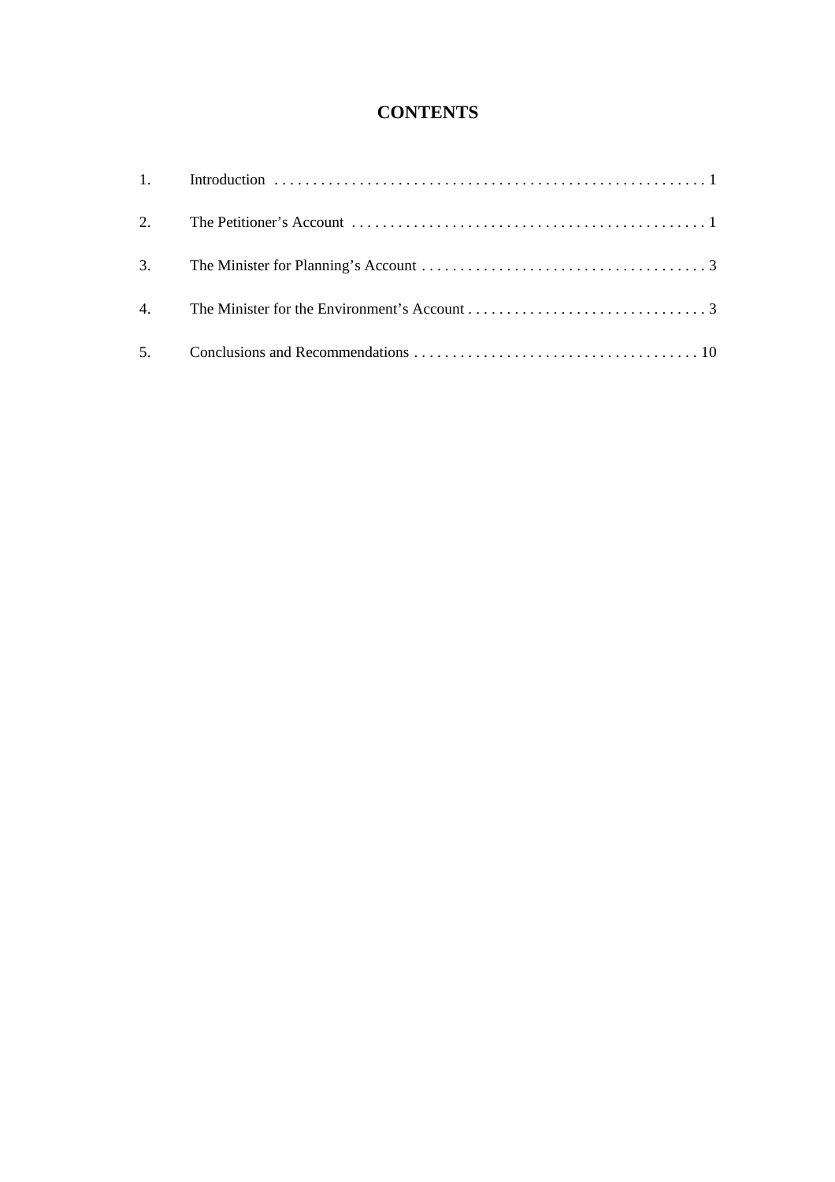# CONTENTS

| | | |
|---|---|---|
| 1. | Introduction | 1 |
| 2. | The Petitioner's Account | 1 |
| 3. | The Minister for Planning's Account | 3 |
| 4. | The Minister for the Environment's Account | 3 |
| 5. | Conclusions and Recommendations | 10 |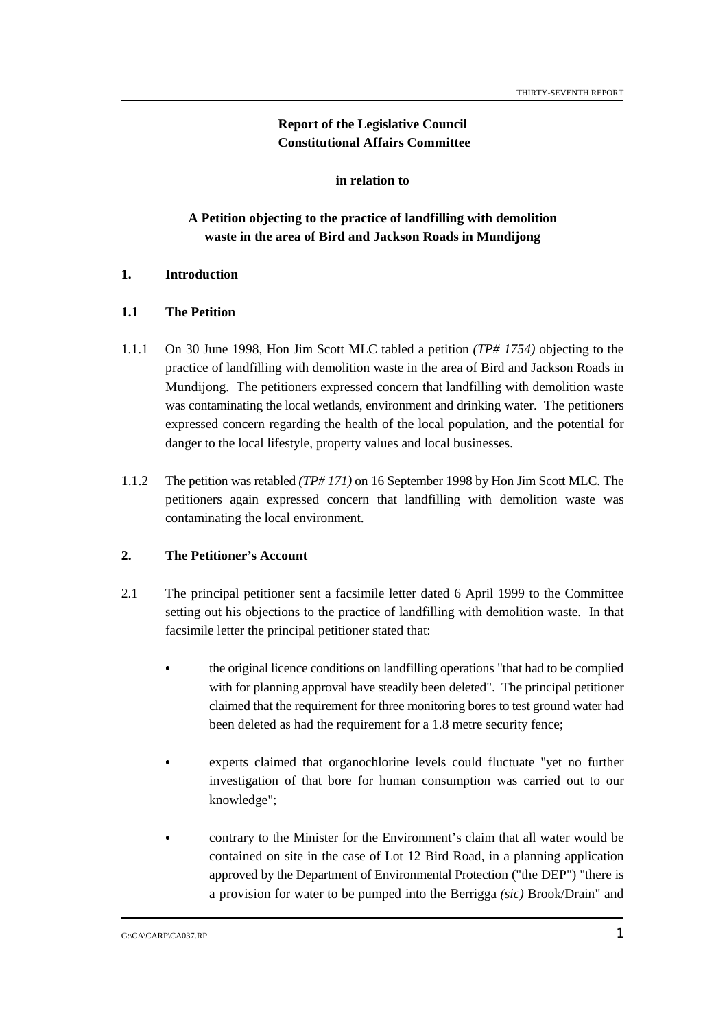**Report of the Legislative Council Constitutional Affairs Committee**

**in relation to**

**A Petition objecting to the practice of landfilling with demolition waste in the area of Bird and Jackson Roads in Mundijong**

## 1. Introduction

### 1.1 The Petition

1.1.1 On 30 June 1998, Hon Jim Scott MLC tabled a petition *(TP# 1754)* objecting to the practice of landfilling with demolition waste in the area of Bird and Jackson Roads in Mundijong. The petitioners expressed concern that landfilling with demolition waste was contaminating the local wetlands, environment and drinking water. The petitioners expressed concern regarding the health of the local population, and the potential for danger to the local lifestyle, property values and local businesses.

1.1.2 The petition was retabled *(TP# 171)* on 16 September 1998 by Hon Jim Scott MLC. The petitioners again expressed concern that landfilling with demolition waste was contaminating the local environment.

## 2. The Petitioner's Account

2.1 The principal petitioner sent a facsimile letter dated 6 April 1999 to the Committee setting out his objections to the practice of landfilling with demolition waste. In that facsimile letter the principal petitioner stated that:

- the original licence conditions on landfilling operations "that had to be complied with for planning approval have steadily been deleted". The principal petitioner claimed that the requirement for three monitoring bores to test ground water had been deleted as had the requirement for a 1.8 metre security fence;

- experts claimed that organochlorine levels could fluctuate "yet no further investigation of that bore for human consumption was carried out to our knowledge";

- contrary to the Minister for the Environment's claim that all water would be contained on site in the case of Lot 12 Bird Road, in a planning application approved by the Department of Environmental Protection ("the DEP") "there is a provision for water to be pumped into the Berrigga *(sic)* Brook/Drain" and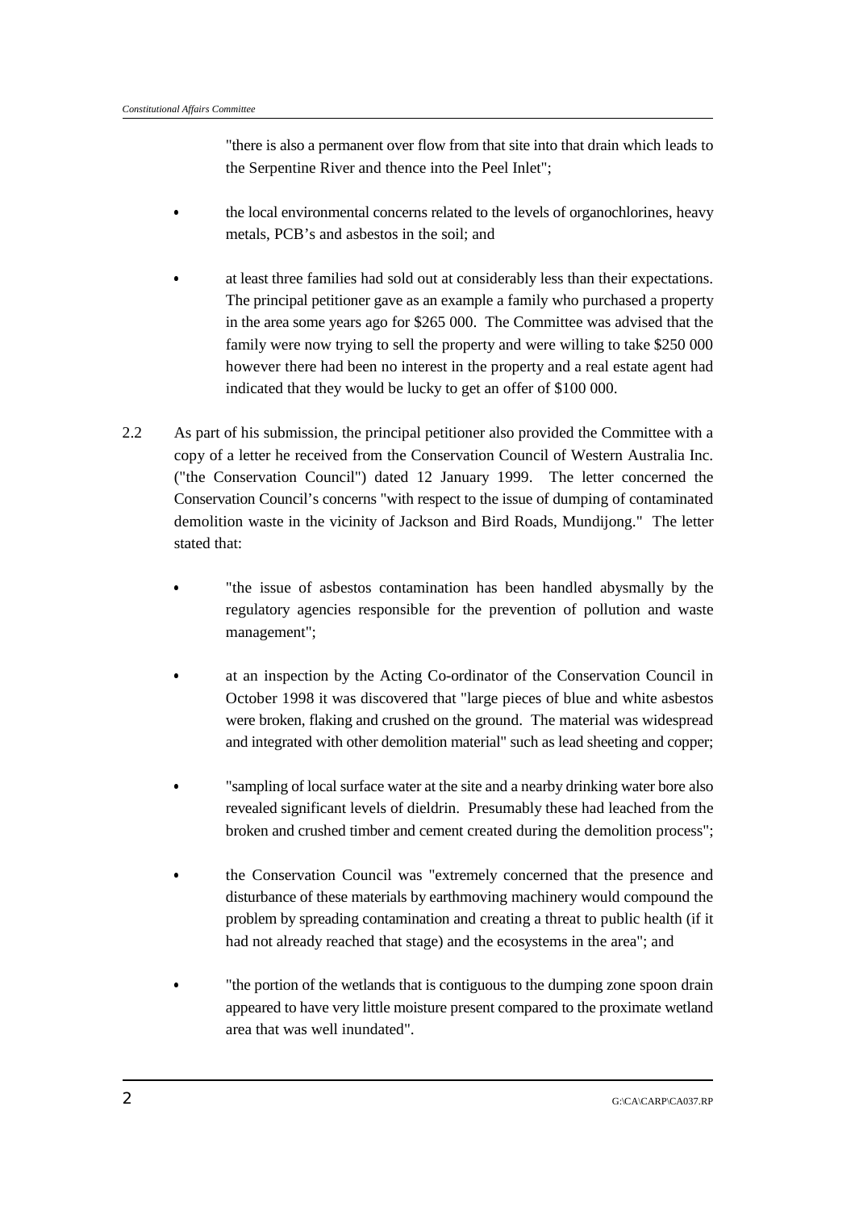"there is also a permanent over flow from that site into that drain which leads to the Serpentine River and thence into the Peel Inlet";

- the local environmental concerns related to the levels of organochlorines, heavy metals, PCB's and asbestos in the soil; and
- at least three families had sold out at considerably less than their expectations. The principal petitioner gave as an example a family who purchased a property in the area some years ago for $265 000. The Committee was advised that the family were now trying to sell the property and were willing to take $250 000 however there had been no interest in the property and a real estate agent had indicated that they would be lucky to get an offer of $100 000.

2.2 As part of his submission, the principal petitioner also provided the Committee with a copy of a letter he received from the Conservation Council of Western Australia Inc. ("the Conservation Council") dated 12 January 1999. The letter concerned the Conservation Council's concerns "with respect to the issue of dumping of contaminated demolition waste in the vicinity of Jackson and Bird Roads, Mundijong." The letter stated that:

- "the issue of asbestos contamination has been handled abysmally by the regulatory agencies responsible for the prevention of pollution and waste management";
- at an inspection by the Acting Co-ordinator of the Conservation Council in October 1998 it was discovered that "large pieces of blue and white asbestos were broken, flaking and crushed on the ground. The material was widespread and integrated with other demolition material" such as lead sheeting and copper;
- "sampling of local surface water at the site and a nearby drinking water bore also revealed significant levels of dieldrin. Presumably these had leached from the broken and crushed timber and cement created during the demolition process";
- the Conservation Council was "extremely concerned that the presence and disturbance of these materials by earthmoving machinery would compound the problem by spreading contamination and creating a threat to public health (if it had not already reached that stage) and the ecosystems in the area"; and
- "the portion of the wetlands that is contiguous to the dumping zone spoon drain appeared to have very little moisture present compared to the proximate wetland area that was well inundated".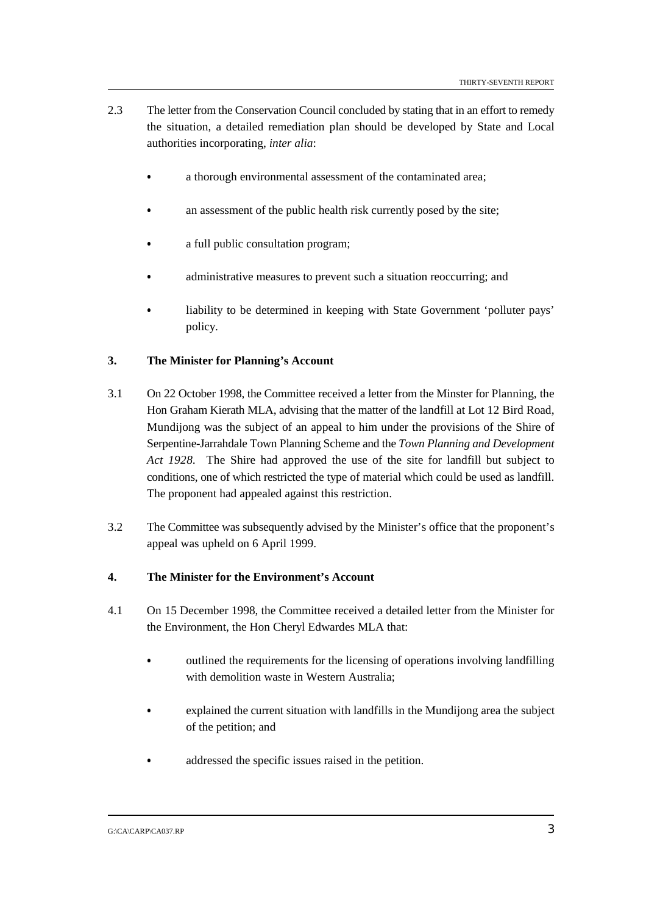2.3 The letter from the Conservation Council concluded by stating that in an effort to remedy the situation, a detailed remediation plan should be developed by State and Local authorities incorporating, *inter alia*:

- a thorough environmental assessment of the contaminated area;
- an assessment of the public health risk currently posed by the site;
- a full public consultation program;
- administrative measures to prevent such a situation reoccurring; and
- liability to be determined in keeping with State Government 'polluter pays' policy.

## 3. The Minister for Planning's Account

3.1 On 22 October 1998, the Committee received a letter from the Minster for Planning, the Hon Graham Kierath MLA, advising that the matter of the landfill at Lot 12 Bird Road, Mundijong was the subject of an appeal to him under the provisions of the Shire of Serpentine-Jarrahdale Town Planning Scheme and the *Town Planning and Development Act 1928*. The Shire had approved the use of the site for landfill but subject to conditions, one of which restricted the type of material which could be used as landfill. The proponent had appealed against this restriction.

3.2 The Committee was subsequently advised by the Minister's office that the proponent's appeal was upheld on 6 April 1999.

## 4. The Minister for the Environment's Account

4.1 On 15 December 1998, the Committee received a detailed letter from the Minister for the Environment, the Hon Cheryl Edwardes MLA that:

- outlined the requirements for the licensing of operations involving landfilling with demolition waste in Western Australia;
- explained the current situation with landfills in the Mundijong area the subject of the petition; and
- addressed the specific issues raised in the petition.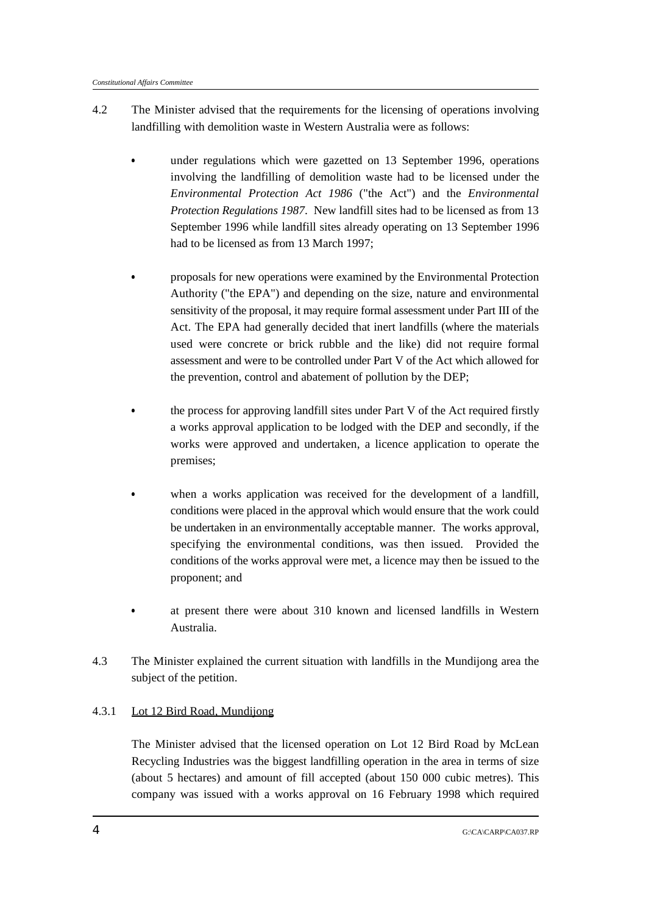4.2 The Minister advised that the requirements for the licensing of operations involving landfilling with demolition waste in Western Australia were as follows:

- under regulations which were gazetted on 13 September 1996, operations involving the landfilling of demolition waste had to be licensed under the *Environmental Protection Act 1986* ("the Act") and the *Environmental Protection Regulations 1987*. New landfill sites had to be licensed as from 13 September 1996 while landfill sites already operating on 13 September 1996 had to be licensed as from 13 March 1997;

- proposals for new operations were examined by the Environmental Protection Authority ("the EPA") and depending on the size, nature and environmental sensitivity of the proposal, it may require formal assessment under Part III of the Act. The EPA had generally decided that inert landfills (where the materials used were concrete or brick rubble and the like) did not require formal assessment and were to be controlled under Part V of the Act which allowed for the prevention, control and abatement of pollution by the DEP;

- the process for approving landfill sites under Part V of the Act required firstly a works approval application to be lodged with the DEP and secondly, if the works were approved and undertaken, a licence application to operate the premises;

- when a works application was received for the development of a landfill, conditions were placed in the approval which would ensure that the work could be undertaken in an environmentally acceptable manner. The works approval, specifying the environmental conditions, was then issued. Provided the conditions of the works approval were met, a licence may then be issued to the proponent; and

- at present there were about 310 known and licensed landfills in Western Australia.

4.3 The Minister explained the current situation with landfills in the Mundijong area the subject of the petition.

4.3.1 Lot 12 Bird Road, Mundijong

The Minister advised that the licensed operation on Lot 12 Bird Road by McLean Recycling Industries was the biggest landfilling operation in the area in terms of size (about 5 hectares) and amount of fill accepted (about 150 000 cubic metres). This company was issued with a works approval on 16 February 1998 which required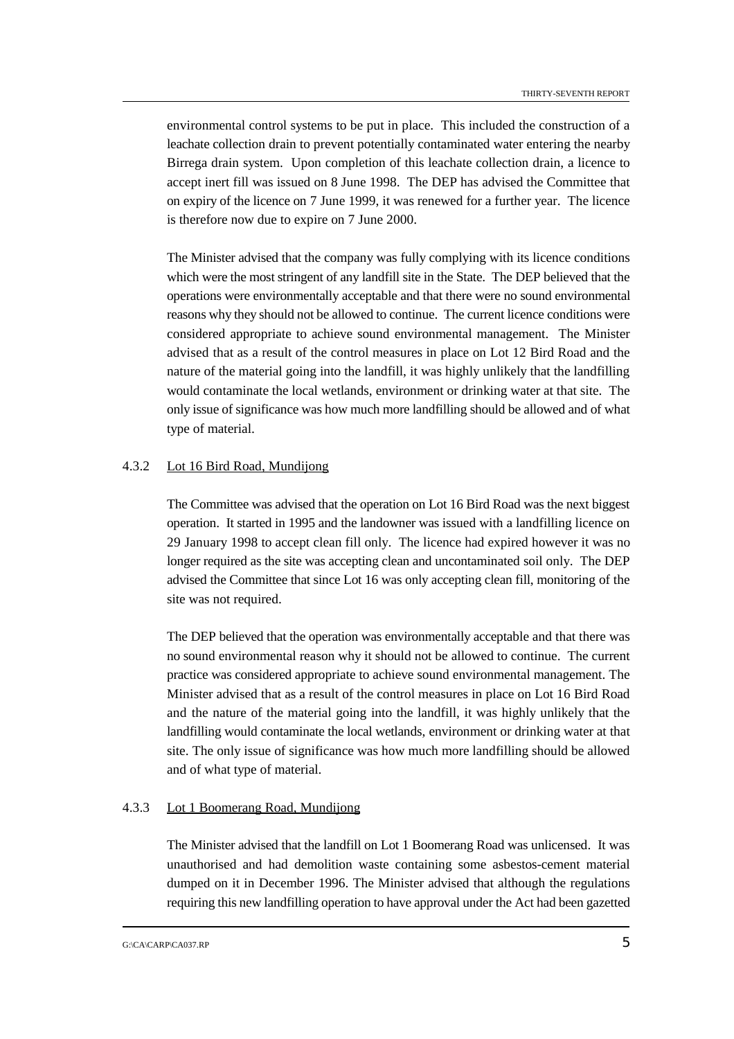environmental control systems to be put in place. This included the construction of a leachate collection drain to prevent potentially contaminated water entering the nearby Birrega drain system. Upon completion of this leachate collection drain, a licence to accept inert fill was issued on 8 June 1998. The DEP has advised the Committee that on expiry of the licence on 7 June 1999, it was renewed for a further year. The licence is therefore now due to expire on 7 June 2000.

The Minister advised that the company was fully complying with its licence conditions which were the most stringent of any landfill site in the State. The DEP believed that the operations were environmentally acceptable and that there were no sound environmental reasons why they should not be allowed to continue. The current licence conditions were considered appropriate to achieve sound environmental management. The Minister advised that as a result of the control measures in place on Lot 12 Bird Road and the nature of the material going into the landfill, it was highly unlikely that the landfilling would contaminate the local wetlands, environment or drinking water at that site. The only issue of significance was how much more landfilling should be allowed and of what type of material.

#### 4.3.2 Lot 16 Bird Road, Mundijong

The Committee was advised that the operation on Lot 16 Bird Road was the next biggest operation. It started in 1995 and the landowner was issued with a landfilling licence on 29 January 1998 to accept clean fill only. The licence had expired however it was no longer required as the site was accepting clean and uncontaminated soil only. The DEP advised the Committee that since Lot 16 was only accepting clean fill, monitoring of the site was not required.

The DEP believed that the operation was environmentally acceptable and that there was no sound environmental reason why it should not be allowed to continue. The current practice was considered appropriate to achieve sound environmental management. The Minister advised that as a result of the control measures in place on Lot 16 Bird Road and the nature of the material going into the landfill, it was highly unlikely that the landfilling would contaminate the local wetlands, environment or drinking water at that site. The only issue of significance was how much more landfilling should be allowed and of what type of material.

#### 4.3.3 Lot 1 Boomerang Road, Mundijong

The Minister advised that the landfill on Lot 1 Boomerang Road was unlicensed. It was unauthorised and had demolition waste containing some asbestos-cement material dumped on it in December 1996. The Minister advised that although the regulations requiring this new landfilling operation to have approval under the Act had been gazetted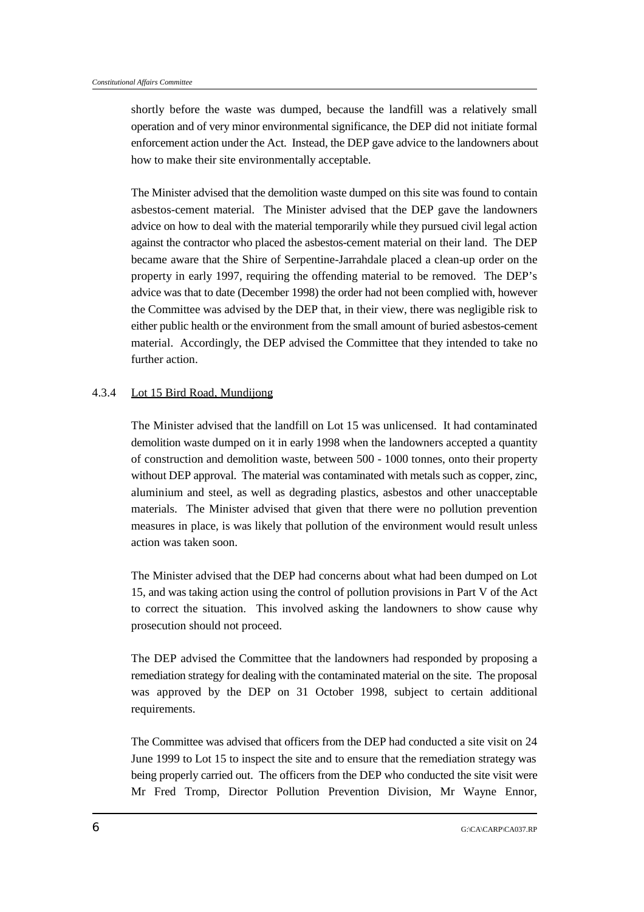shortly before the waste was dumped, because the landfill was a relatively small operation and of very minor environmental significance, the DEP did not initiate formal enforcement action under the Act. Instead, the DEP gave advice to the landowners about how to make their site environmentally acceptable.

The Minister advised that the demolition waste dumped on this site was found to contain asbestos-cement material. The Minister advised that the DEP gave the landowners advice on how to deal with the material temporarily while they pursued civil legal action against the contractor who placed the asbestos-cement material on their land. The DEP became aware that the Shire of Serpentine-Jarrahdale placed a clean-up order on the property in early 1997, requiring the offending material to be removed. The DEP's advice was that to date (December 1998) the order had not been complied with, however the Committee was advised by the DEP that, in their view, there was negligible risk to either public health or the environment from the small amount of buried asbestos-cement material. Accordingly, the DEP advised the Committee that they intended to take no further action.

### 4.3.4 Lot 15 Bird Road, Mundijong

The Minister advised that the landfill on Lot 15 was unlicensed. It had contaminated demolition waste dumped on it in early 1998 when the landowners accepted a quantity of construction and demolition waste, between 500 - 1000 tonnes, onto their property without DEP approval. The material was contaminated with metals such as copper, zinc, aluminium and steel, as well as degrading plastics, asbestos and other unacceptable materials. The Minister advised that given that there were no pollution prevention measures in place, is was likely that pollution of the environment would result unless action was taken soon.

The Minister advised that the DEP had concerns about what had been dumped on Lot 15, and was taking action using the control of pollution provisions in Part V of the Act to correct the situation. This involved asking the landowners to show cause why prosecution should not proceed.

The DEP advised the Committee that the landowners had responded by proposing a remediation strategy for dealing with the contaminated material on the site. The proposal was approved by the DEP on 31 October 1998, subject to certain additional requirements.

The Committee was advised that officers from the DEP had conducted a site visit on 24 June 1999 to Lot 15 to inspect the site and to ensure that the remediation strategy was being properly carried out. The officers from the DEP who conducted the site visit were Mr Fred Tromp, Director Pollution Prevention Division, Mr Wayne Ennor,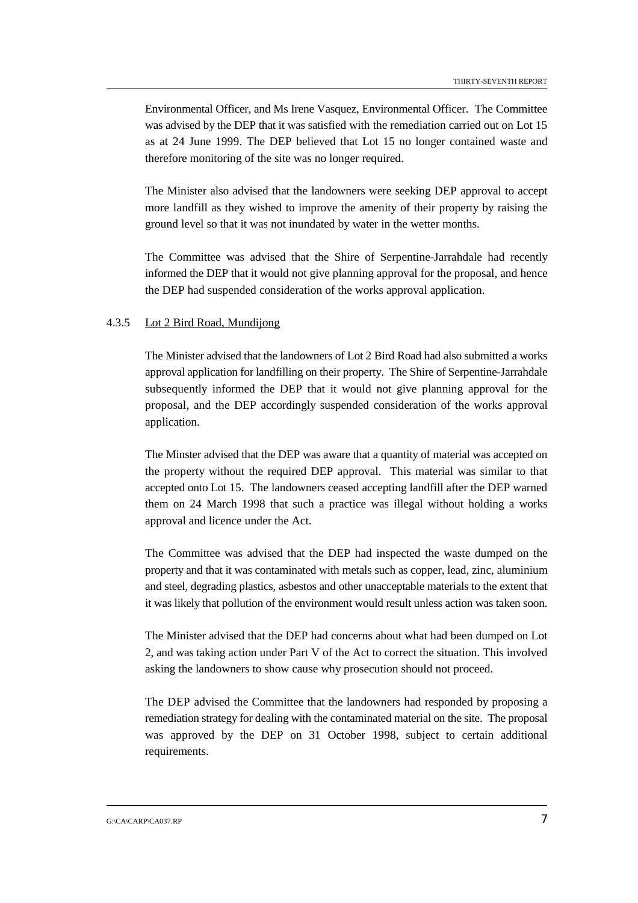Environmental Officer, and Ms Irene Vasquez, Environmental Officer. The Committee was advised by the DEP that it was satisfied with the remediation carried out on Lot 15 as at 24 June 1999. The DEP believed that Lot 15 no longer contained waste and therefore monitoring of the site was no longer required.

The Minister also advised that the landowners were seeking DEP approval to accept more landfill as they wished to improve the amenity of their property by raising the ground level so that it was not inundated by water in the wetter months.

The Committee was advised that the Shire of Serpentine-Jarrahdale had recently informed the DEP that it would not give planning approval for the proposal, and hence the DEP had suspended consideration of the works approval application.

4.3.5 Lot 2 Bird Road, Mundijong

The Minister advised that the landowners of Lot 2 Bird Road had also submitted a works approval application for landfilling on their property. The Shire of Serpentine-Jarrahdale subsequently informed the DEP that it would not give planning approval for the proposal, and the DEP accordingly suspended consideration of the works approval application.

The Minster advised that the DEP was aware that a quantity of material was accepted on the property without the required DEP approval. This material was similar to that accepted onto Lot 15. The landowners ceased accepting landfill after the DEP warned them on 24 March 1998 that such a practice was illegal without holding a works approval and licence under the Act.

The Committee was advised that the DEP had inspected the waste dumped on the property and that it was contaminated with metals such as copper, lead, zinc, aluminium and steel, degrading plastics, asbestos and other unacceptable materials to the extent that it was likely that pollution of the environment would result unless action was taken soon.

The Minister advised that the DEP had concerns about what had been dumped on Lot 2, and was taking action under Part V of the Act to correct the situation. This involved asking the landowners to show cause why prosecution should not proceed.

The DEP advised the Committee that the landowners had responded by proposing a remediation strategy for dealing with the contaminated material on the site. The proposal was approved by the DEP on 31 October 1998, subject to certain additional requirements.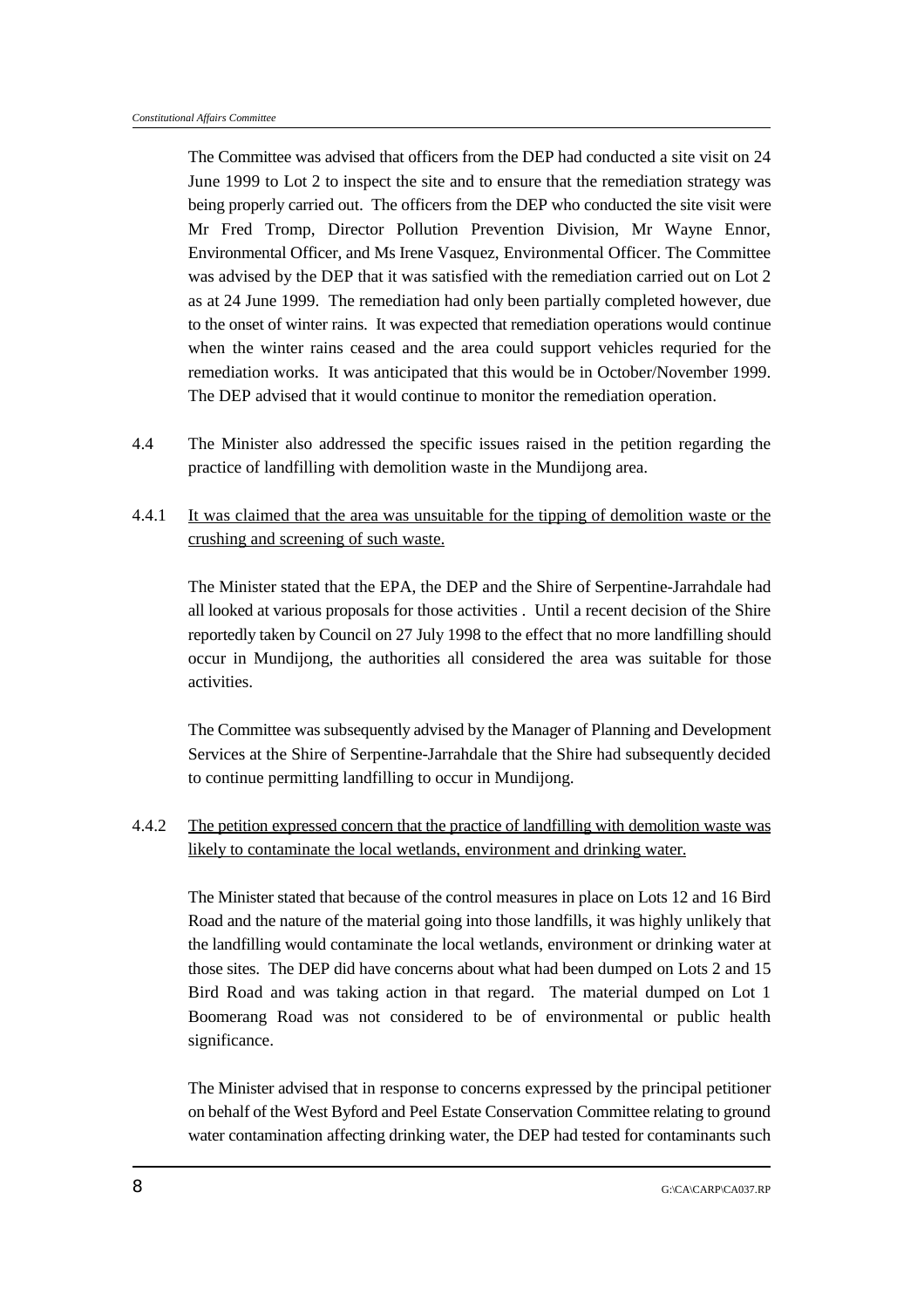The Committee was advised that officers from the DEP had conducted a site visit on 24 June 1999 to Lot 2 to inspect the site and to ensure that the remediation strategy was being properly carried out. The officers from the DEP who conducted the site visit were Mr Fred Tromp, Director Pollution Prevention Division, Mr Wayne Ennor, Environmental Officer, and Ms Irene Vasquez, Environmental Officer. The Committee was advised by the DEP that it was satisfied with the remediation carried out on Lot 2 as at 24 June 1999. The remediation had only been partially completed however, due to the onset of winter rains. It was expected that remediation operations would continue when the winter rains ceased and the area could support vehicles requried for the remediation works. It was anticipated that this would be in October/November 1999. The DEP advised that it would continue to monitor the remediation operation.

4.4 The Minister also addressed the specific issues raised in the petition regarding the practice of landfilling with demolition waste in the Mundijong area.

4.4.1 <u>It was claimed that the area was unsuitable for the tipping of demolition waste or the crushing and screening of such waste.</u>

The Minister stated that the EPA, the DEP and the Shire of Serpentine-Jarrahdale had all looked at various proposals for those activities . Until a recent decision of the Shire reportedly taken by Council on 27 July 1998 to the effect that no more landfilling should occur in Mundijong, the authorities all considered the area was suitable for those activities.

The Committee was subsequently advised by the Manager of Planning and Development Services at the Shire of Serpentine-Jarrahdale that the Shire had subsequently decided to continue permitting landfilling to occur in Mundijong.

4.4.2 <u>The petition expressed concern that the practice of landfilling with demolition waste was likely to contaminate the local wetlands, environment and drinking water.</u>

The Minister stated that because of the control measures in place on Lots 12 and 16 Bird Road and the nature of the material going into those landfills, it was highly unlikely that the landfilling would contaminate the local wetlands, environment or drinking water at those sites. The DEP did have concerns about what had been dumped on Lots 2 and 15 Bird Road and was taking action in that regard. The material dumped on Lot 1 Boomerang Road was not considered to be of environmental or public health significance.

The Minister advised that in response to concerns expressed by the principal petitioner on behalf of the West Byford and Peel Estate Conservation Committee relating to ground water contamination affecting drinking water, the DEP had tested for contaminants such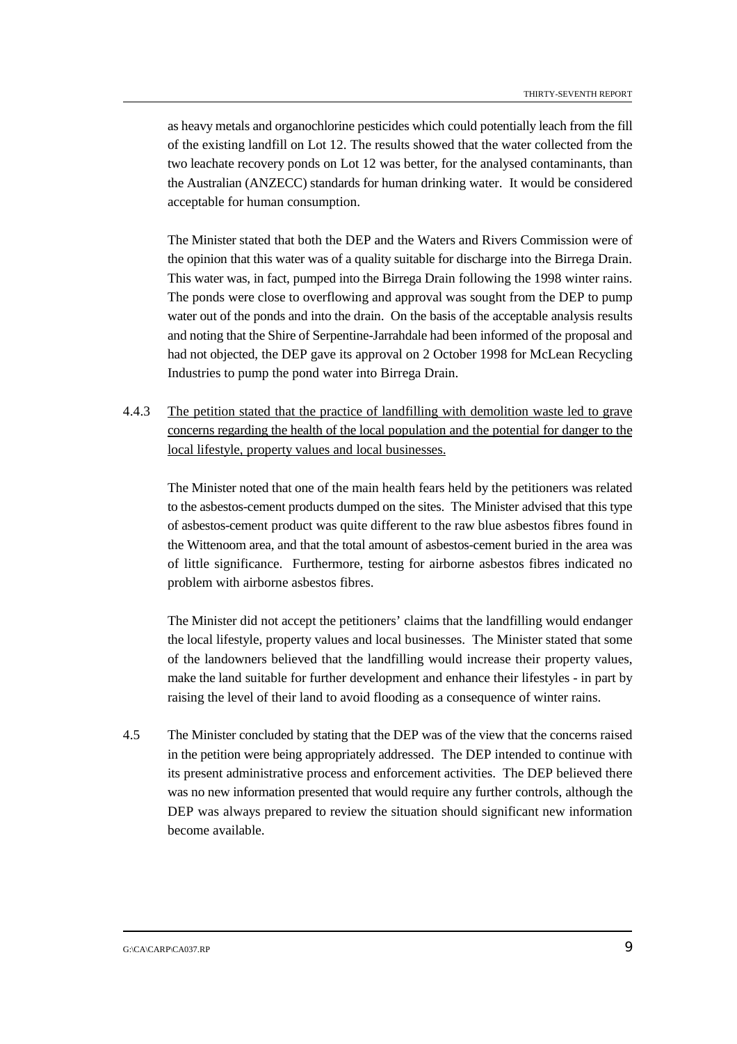as heavy metals and organochlorine pesticides which could potentially leach from the fill of the existing landfill on Lot 12. The results showed that the water collected from the two leachate recovery ponds on Lot 12 was better, for the analysed contaminants, than the Australian (ANZECC) standards for human drinking water. It would be considered acceptable for human consumption.

The Minister stated that both the DEP and the Waters and Rivers Commission were of the opinion that this water was of a quality suitable for discharge into the Birrega Drain. This water was, in fact, pumped into the Birrega Drain following the 1998 winter rains. The ponds were close to overflowing and approval was sought from the DEP to pump water out of the ponds and into the drain. On the basis of the acceptable analysis results and noting that the Shire of Serpentine-Jarrahdale had been informed of the proposal and had not objected, the DEP gave its approval on 2 October 1998 for McLean Recycling Industries to pump the pond water into Birrega Drain.

4.4.3 <u>The petition stated that the practice of landfilling with demolition waste led to grave concerns regarding the health of the local population and the potential for danger to the local lifestyle, property values and local businesses.</u>

The Minister noted that one of the main health fears held by the petitioners was related to the asbestos-cement products dumped on the sites. The Minister advised that this type of asbestos-cement product was quite different to the raw blue asbestos fibres found in the Wittenoom area, and that the total amount of asbestos-cement buried in the area was of little significance. Furthermore, testing for airborne asbestos fibres indicated no problem with airborne asbestos fibres.

The Minister did not accept the petitioners' claims that the landfilling would endanger the local lifestyle, property values and local businesses. The Minister stated that some of the landowners believed that the landfilling would increase their property values, make the land suitable for further development and enhance their lifestyles - in part by raising the level of their land to avoid flooding as a consequence of winter rains.

4.5 The Minister concluded by stating that the DEP was of the view that the concerns raised in the petition were being appropriately addressed. The DEP intended to continue with its present administrative process and enforcement activities. The DEP believed there was no new information presented that would require any further controls, although the DEP was always prepared to review the situation should significant new information become available.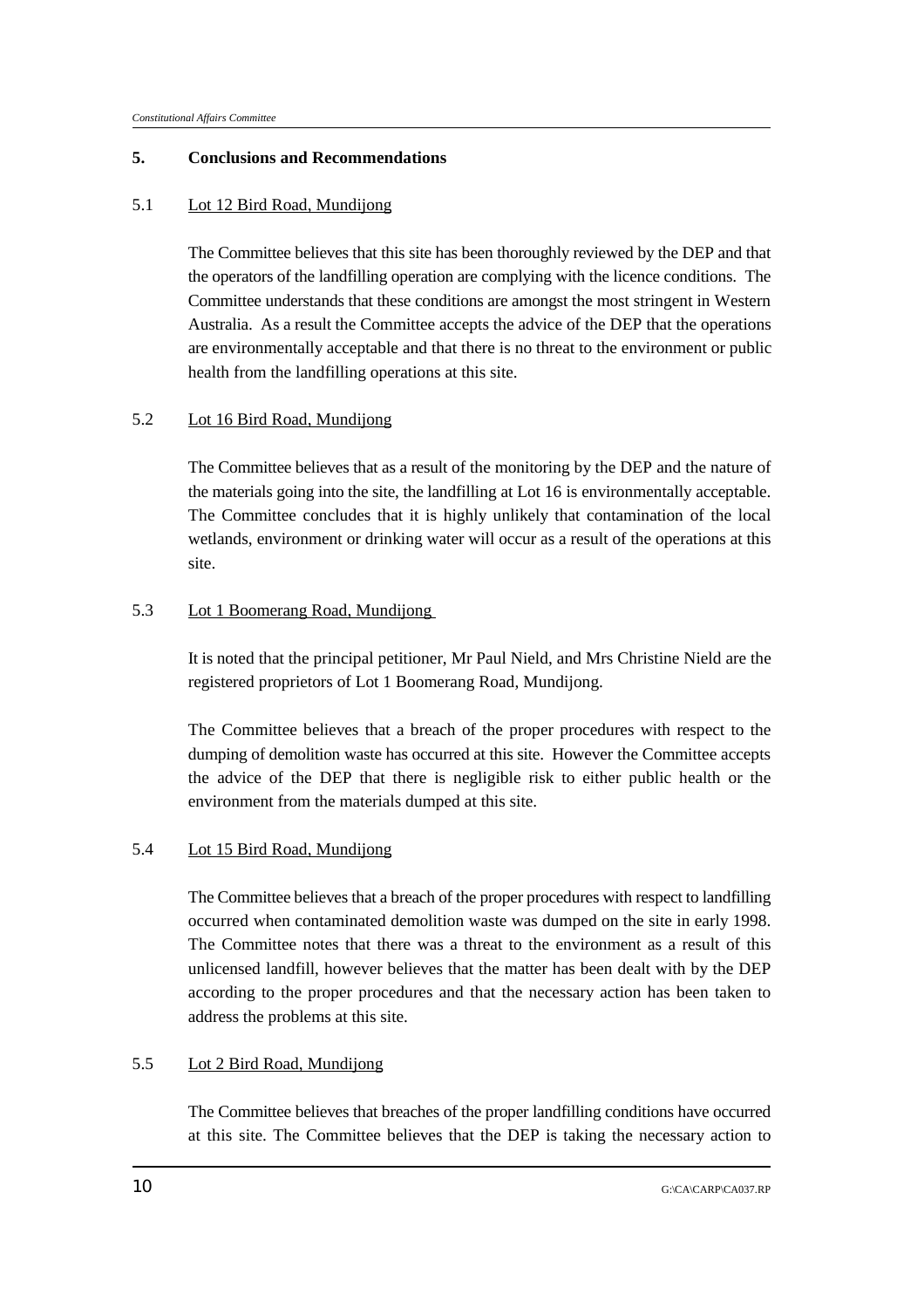## 5. Conclusions and Recommendations

### 5.1 Lot 12 Bird Road, Mundijong

The Committee believes that this site has been thoroughly reviewed by the DEP and that the operators of the landfilling operation are complying with the licence conditions. The Committee understands that these conditions are amongst the most stringent in Western Australia. As a result the Committee accepts the advice of the DEP that the operations are environmentally acceptable and that there is no threat to the environment or public health from the landfilling operations at this site.

### 5.2 Lot 16 Bird Road, Mundijong

The Committee believes that as a result of the monitoring by the DEP and the nature of the materials going into the site, the landfilling at Lot 16 is environmentally acceptable. The Committee concludes that it is highly unlikely that contamination of the local wetlands, environment or drinking water will occur as a result of the operations at this site.

### 5.3 Lot 1 Boomerang Road, Mundijong

It is noted that the principal petitioner, Mr Paul Nield, and Mrs Christine Nield are the registered proprietors of Lot 1 Boomerang Road, Mundijong.

The Committee believes that a breach of the proper procedures with respect to the dumping of demolition waste has occurred at this site. However the Committee accepts the advice of the DEP that there is negligible risk to either public health or the environment from the materials dumped at this site.

### 5.4 Lot 15 Bird Road, Mundijong

The Committee believes that a breach of the proper procedures with respect to landfilling occurred when contaminated demolition waste was dumped on the site in early 1998. The Committee notes that there was a threat to the environment as a result of this unlicensed landfill, however believes that the matter has been dealt with by the DEP according to the proper procedures and that the necessary action has been taken to address the problems at this site.

### 5.5 Lot 2 Bird Road, Mundijong

The Committee believes that breaches of the proper landfilling conditions have occurred at this site. The Committee believes that the DEP is taking the necessary action to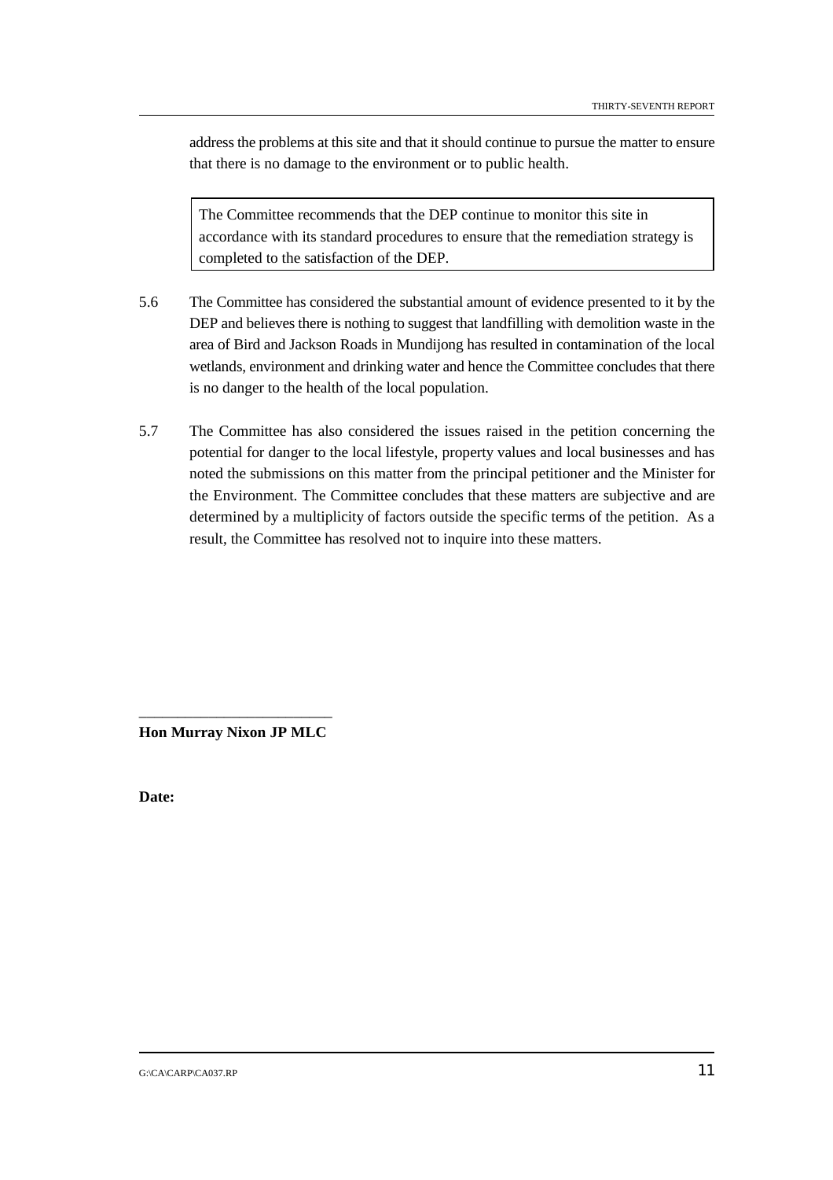address the problems at this site and that it should continue to pursue the matter to ensure that there is no damage to the environment or to public health.

> The Committee recommends that the DEP continue to monitor this site in accordance with its standard procedures to ensure that the remediation strategy is completed to the satisfaction of the DEP.

5.6 The Committee has considered the substantial amount of evidence presented to it by the DEP and believes there is nothing to suggest that landfilling with demolition waste in the area of Bird and Jackson Roads in Mundijong has resulted in contamination of the local wetlands, environment and drinking water and hence the Committee concludes that there is no danger to the health of the local population.

5.7 The Committee has also considered the issues raised in the petition concerning the potential for danger to the local lifestyle, property values and local businesses and has noted the submissions on this matter from the principal petitioner and the Minister for the Environment. The Committee concludes that these matters are subjective and are determined by a multiplicity of factors outside the specific terms of the petition. As a result, the Committee has resolved not to inquire into these matters.

\_\_\_\_\_\_\_\_\_\_\_\_\_\_\_\_\_\_\_\_\_\_\_\_\_\_

**Hon Murray Nixon JP MLC**

**Date:**